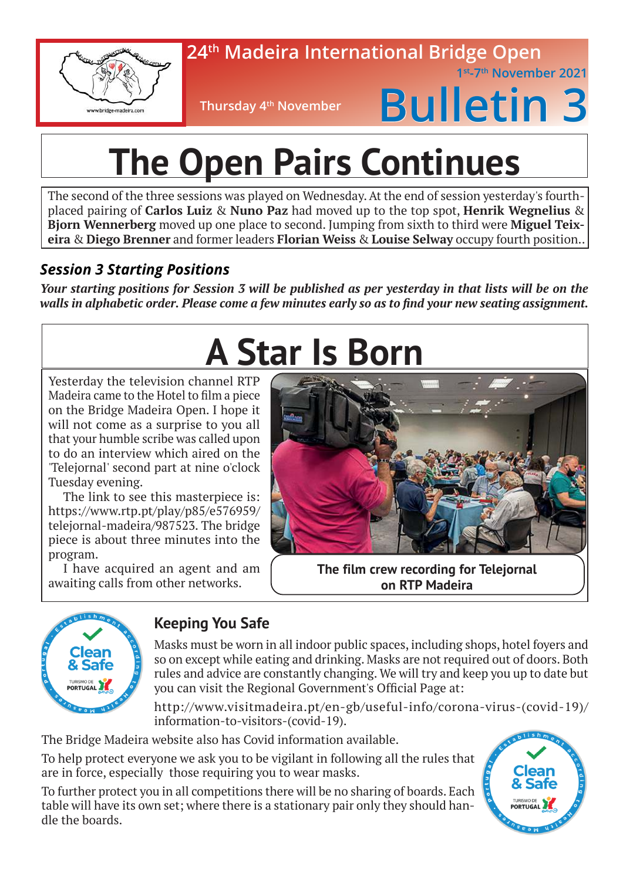24th Madeira International Bridge Open

1st-7th November 2021

Thursday 4th November

# Bulletin 3

# The Open Pairs Continues

The second of the three sessions was played on Wednesday. At the end of session yesterday's fourth-placed pairing of **Carlos Luiz** & **Nuno Paz** had moved up to the top spot, **Henrik Wegnelius** & **Bjorn Wennerberg** moved up one place to second. Jumping from sixth to third were **Miguel Teixeira** & **Diego Brenner** and former leaders **Florian Weiss** & **Louise Selway** occupy fourth position..

### *Session 3 Starting Positions*

***Your starting positions for Session 3 will be published as per yesterday in that lists will be on the walls in alphabetic order. Please come a few minutes early so as to find your new seating assignment.***

# A Star Is Born

Yesterday the television channel RTP Madeira came to the Hotel to film a piece on the Bridge Madeira Open. I hope it will not come as a surprise to you all that your humble scribe was called upon to do an interview which aired on the 'Telejornal' second part at nine o'clock Tuesday evening.

The link to see this masterpiece is: https://www.rtp.pt/play/p85/e576959/telejornal-madeira/987523. The bridge piece is about three minutes into the program.

I have acquired an agent and am awaiting calls from other networks.

**The film crew recording for Telejornal on RTP Madeira**

## Keeping You Safe

Masks must be worn in all indoor public spaces, including shops, hotel foyers and so on except while eating and drinking. Masks are not required out of doors. Both rules and advice are constantly changing. We will try and keep you up to date but you can visit the Regional Government's Official Page at:

http://www.visitmadeira.pt/en-gb/useful-info/corona-virus-(covid-19)/information-to-visitors-(covid-19).

The Bridge Madeira website also has Covid information available.

To help protect everyone we ask you to be vigilant in following all the rules that are in force, especially those requiring you to wear masks.

To further protect you in all competitions there will be no sharing of boards. Each table will have its own set; where there is a stationary pair only they should handle the boards.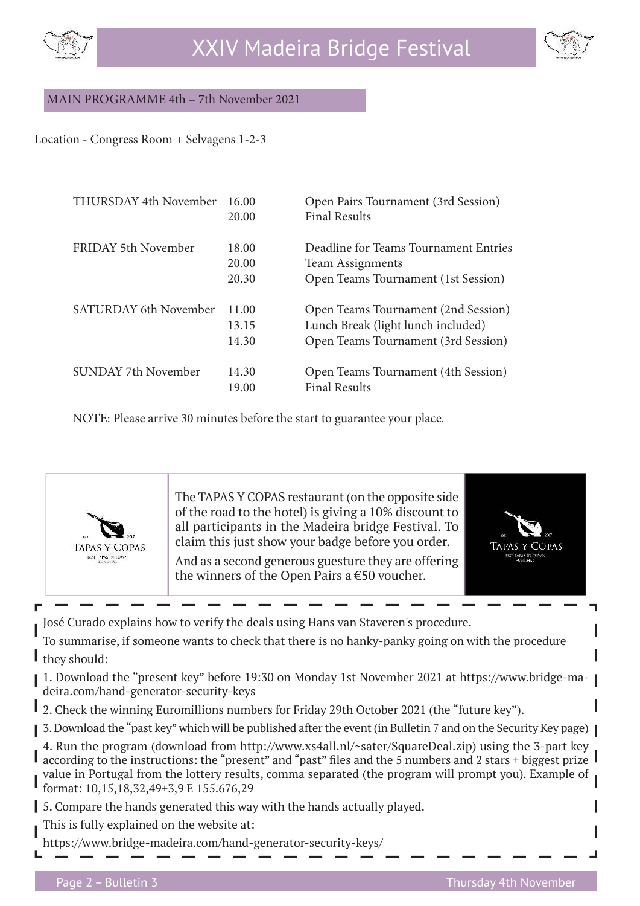## MAIN PROGRAMME 4th – 7th November 2021

Location - Congress Room + Selvagens 1-2-3

| | | |
|---|---|---|
| THURSDAY 4th November | 16.00 | Open Pairs Tournament (3rd Session) |
| | 20.00 | Final Results |
| FRIDAY 5th November | 18.00 | Deadline for Teams Tournament Entries |
| | 20.00 | Team Assignments |
| | 20.30 | Open Teams Tournament (1st Session) |
| SATURDAY 6th November | 11.00 | Open Teams Tournament (2nd Session) |
| | 13.15 | Lunch Break (light lunch included) |
| | 14.30 | Open Teams Tournament (3rd Session) |
| SUNDAY 7th November | 14.30 | Open Teams Tournament (4th Session) |
| | 19.00 | Final Results |

NOTE: Please arrive 30 minutes before the start to guarantee your place.

The TAPAS Y COPAS restaurant (on the opposite side of the road to the hotel) is giving a 10% discount to all participants in the Madeira bridge Festival. To claim this just show your badge before you order.

And as a second generous guesture they are offering the winners of the Open Pairs a €50 voucher.

José Curado explains how to verify the deals using Hans van Staveren's procedure.

To summarise, if someone wants to check that there is no hanky-panky going on with the procedure they should:

1. Download the "present key" before 19:30 on Monday 1st November 2021 at https://www.bridge-madeira.com/hand-generator-security-keys
2. Check the winning Euromillions numbers for Friday 29th October 2021 (the "future key").
3. Download the "past key" which will be published after the event (in Bulletin 7 and on the Security Key page)
4. Run the program (download from http://www.xs4all.nl/~sater/SquareDeal.zip) using the 3-part key according to the instructions: the "present" and "past" files and the 5 numbers and 2 stars + biggest prize value in Portugal from the lottery results, comma separated (the program will prompt you). Example of format: 10,15,18,32,49+3,9 E 155.676,29
5. Compare the hands generated this way with the hands actually played.

This is fully explained on the website at:

https://www.bridge-madeira.com/hand-generator-security-keys/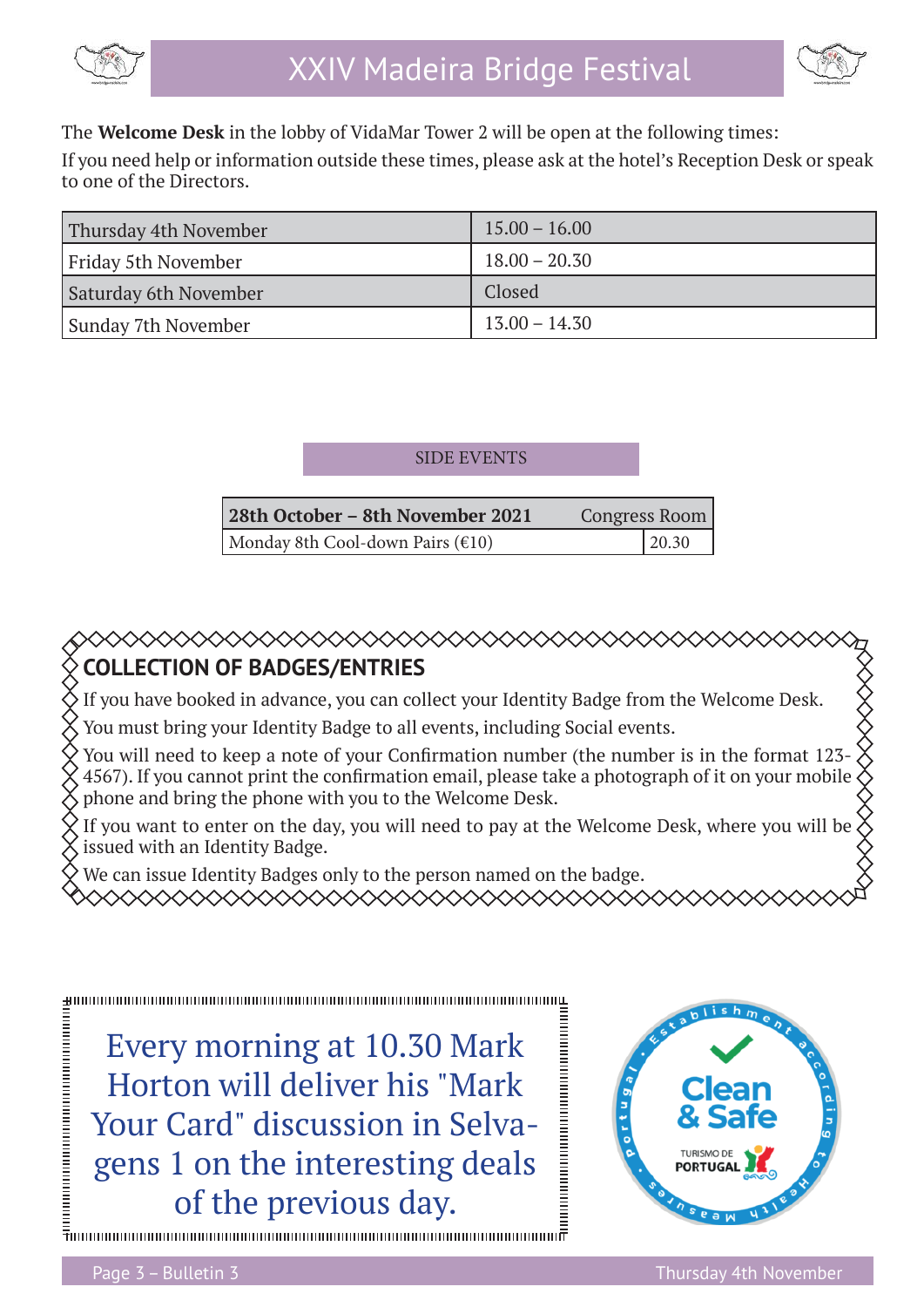The **Welcome Desk** in the lobby of VidaMar Tower 2 will be open at the following times:

If you need help or information outside these times, please ask at the hotel's Reception Desk or speak to one of the Directors.

| | |
|---|---|
| Thursday 4th November | 15.00 – 16.00 |
| Friday 5th November | 18.00 – 20.30 |
| Saturday 6th November | Closed |
| Sunday 7th November | 13.00 – 14.30 |

## SIDE EVENTS

| **28th October – 8th November 2021** | Congress Room |
|---|---|
| Monday 8th Cool-down Pairs (€10) | 20.30 |

## COLLECTION OF BADGES/ENTRIES

If you have booked in advance, you can collect your Identity Badge from the Welcome Desk.

You must bring your Identity Badge to all events, including Social events.

You will need to keep a note of your Confirmation number (the number is in the format 123-4567). If you cannot print the confirmation email, please take a photograph of it on your mobile phone and bring the phone with you to the Welcome Desk.

If you want to enter on the day, you will need to pay at the Welcome Desk, where you will be issued with an Identity Badge.

We can issue Identity Badges only to the person named on the badge.

Every morning at 10.30 Mark Horton will deliver his "Mark Your Card" discussion in Selvagens 1 on the interesting deals of the previous day.

Establishment according to Health Measures – Portugal

Clean & Safe

TURISMO DE PORTUGAL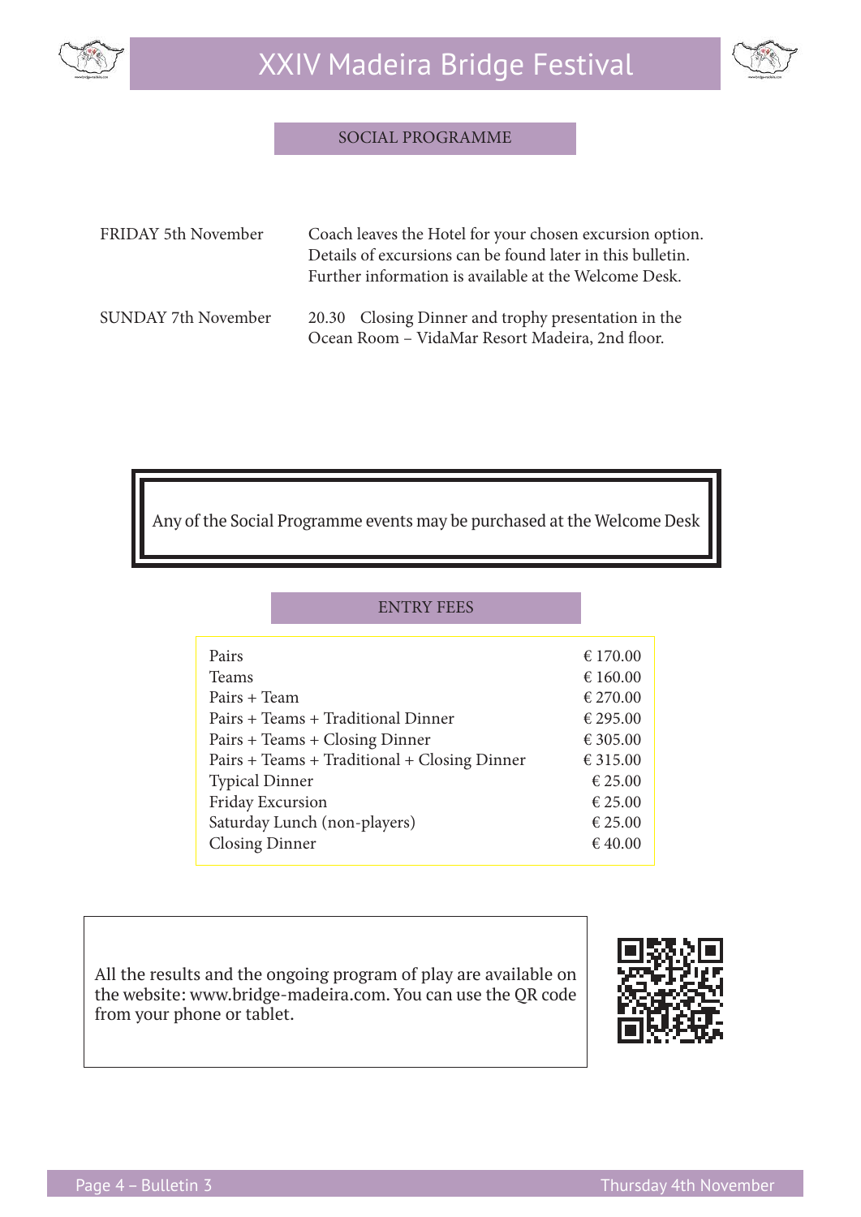## SOCIAL PROGRAMME

| | |
|---|---|
| FRIDAY 5th November | Coach leaves the Hotel for your chosen excursion option. Details of excursions can be found later in this bulletin. Further information is available at the Welcome Desk. |
| SUNDAY 7th November | 20.30 Closing Dinner and trophy presentation in the Ocean Room – VidaMar Resort Madeira, 2nd floor. |

Any of the Social Programme events may be purchased at the Welcome Desk

## ENTRY FEES

| | |
|---|---|
| Pairs | € 170.00 |
| Teams | € 160.00 |
| Pairs + Team | € 270.00 |
| Pairs + Teams + Traditional Dinner | € 295.00 |
| Pairs + Teams + Closing Dinner | € 305.00 |
| Pairs + Teams + Traditional + Closing Dinner | € 315.00 |
| Typical Dinner | € 25.00 |
| Friday Excursion | € 25.00 |
| Saturday Lunch (non-players) | € 25.00 |
| Closing Dinner | € 40.00 |

All the results and the ongoing program of play are available on the website: www.bridge-madeira.com. You can use the QR code from your phone or tablet.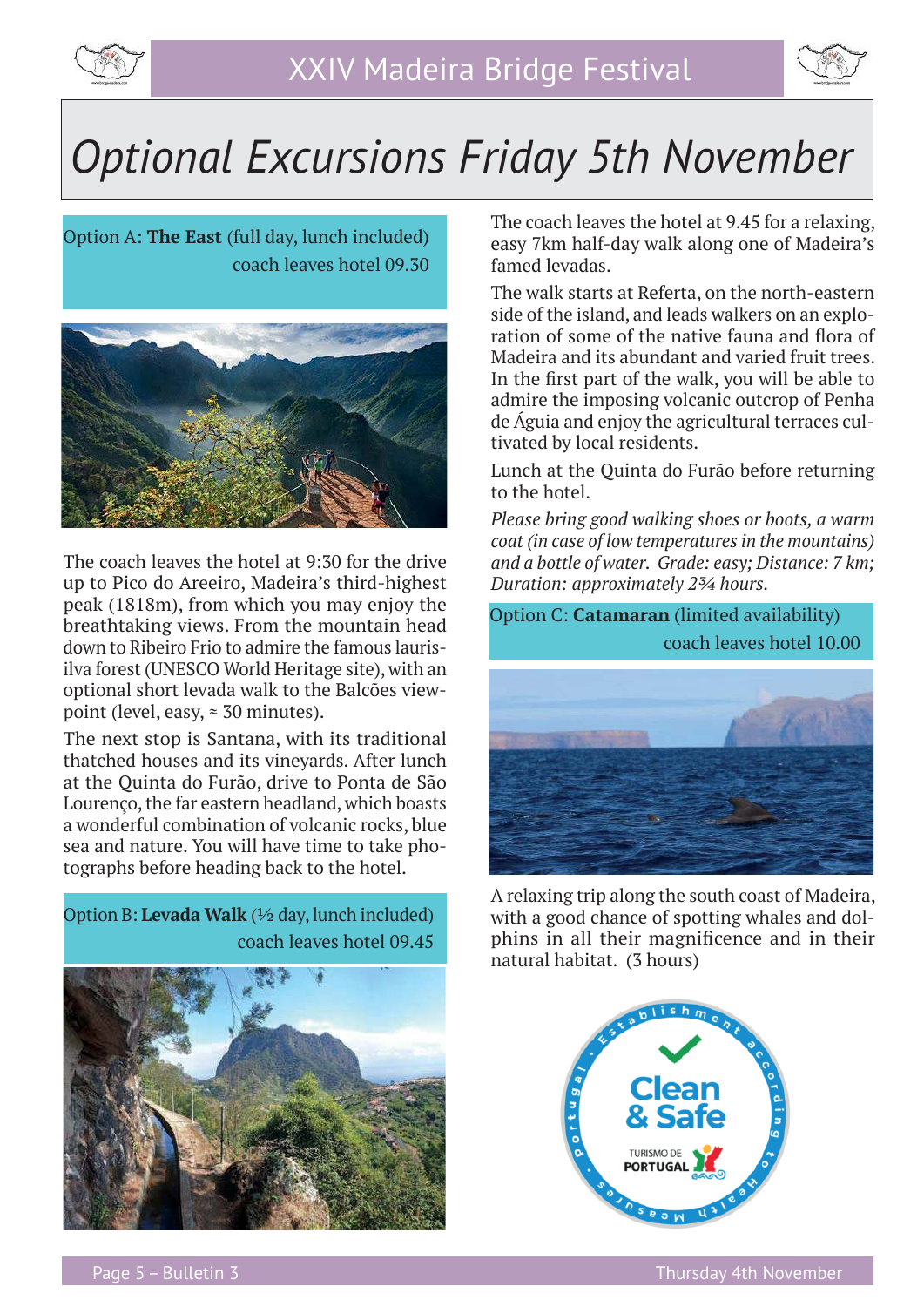# Optional Excursions Friday 5th November

Option A: **The East** (full day, lunch included)
coach leaves hotel 09.30

The coach leaves the hotel at 9:30 for the drive up to Pico do Areeiro, Madeira's third-highest peak (1818m), from which you may enjoy the breathtaking views. From the mountain head down to Ribeiro Frio to admire the famous laurisilva forest (UNESCO World Heritage site), with an optional short levada walk to the Balcões viewpoint (level, easy, ≈ 30 minutes).

The next stop is Santana, with its traditional thatched houses and its vineyards. After lunch at the Quinta do Furão, drive to Ponta de São Lourenço, the far eastern headland, which boasts a wonderful combination of volcanic rocks, blue sea and nature. You will have time to take photographs before heading back to the hotel.

Option B: **Levada Walk** (½ day, lunch included)
coach leaves hotel 09.45

The coach leaves the hotel at 9.45 for a relaxing, easy 7km half-day walk along one of Madeira's famed levadas.

The walk starts at Referta, on the north-eastern side of the island, and leads walkers on an exploration of some of the native fauna and flora of Madeira and its abundant and varied fruit trees. In the first part of the walk, you will be able to admire the imposing volcanic outcrop of Penha de Águia and enjoy the agricultural terraces cultivated by local residents.

Lunch at the Quinta do Furão before returning to the hotel.

*Please bring good walking shoes or boots, a warm coat (in case of low temperatures in the mountains) and a bottle of water. Grade: easy; Distance: 7 km; Duration: approximately 2¾ hours.*

Option C: **Catamaran** (limited availability)
coach leaves hotel 10.00

A relaxing trip along the south coast of Madeira, with a good chance of spotting whales and dolphins in all their magnificence and in their natural habitat. (3 hours)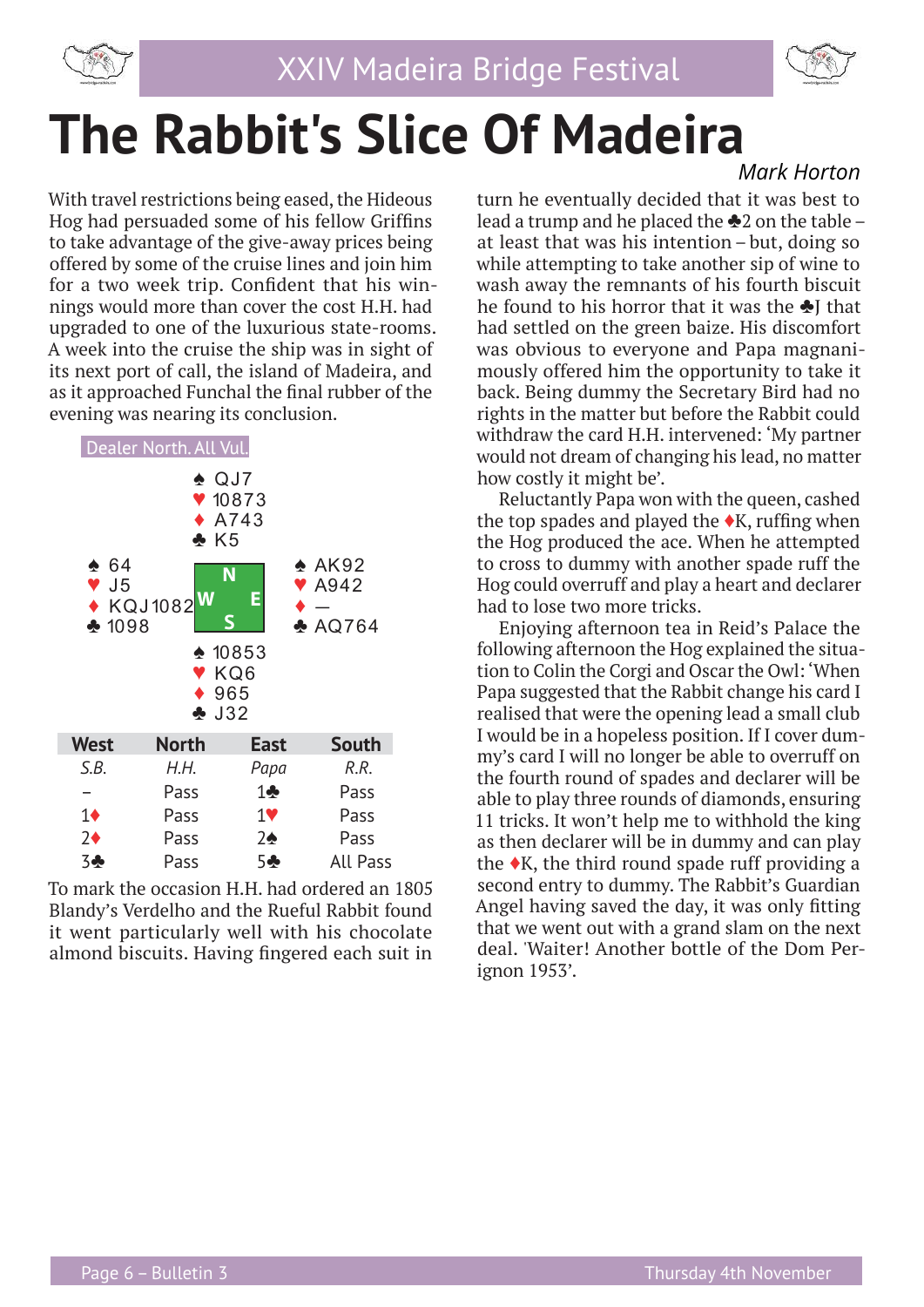# The Rabbit's Slice Of Madeira

*Mark Horton*

With travel restrictions being eased, the Hideous Hog had persuaded some of his fellow Griffins to take advantage of the give-away prices being offered by some of the cruise lines and join him for a two week trip. Confident that his winnings would more than cover the cost H.H. had upgraded to one of the luxurious state-rooms. A week into the cruise the ship was in sight of its next port of call, the island of Madeira, and as it approached Funchal the final rubber of the evening was nearing its conclusion.

Dealer North. All Vul.

|  | North |  |
|---|---|---|
|  | ♠ QJ7<br>♥ 10873<br>♦ A743<br>♣ K5 |  |
| **West**<br>♠ 64<br>♥ J5<br>♦ KQJ1082<br>♣ 1098 |  | **East**<br>♠ AK92<br>♥ A942<br>♦ —<br>♣ AQ764 |
|  | **South**<br>♠ 10853<br>♥ KQ6<br>♦ 965<br>♣ J32 |  |

| West | North | East | South |
|---|---|---|---|
| *S.B.* | *H.H.* | *Papa* | *R.R.* |
| – | Pass | 1♣ | Pass |
| 1♦ | Pass | 1♥ | Pass |
| 2♦ | Pass | 2♠ | Pass |
| 3♣ | Pass | 5♣ | All Pass |

To mark the occasion H.H. had ordered an 1805 Blandy's Verdelho and the Rueful Rabbit found it went particularly well with his chocolate almond biscuits. Having fingered each suit in turn he eventually decided that it was best to lead a trump and he placed the ♣2 on the table – at least that was his intention – but, doing so while attempting to take another sip of wine to wash away the remnants of his fourth biscuit he found to his horror that it was the ♣J that had settled on the green baize. His discomfort was obvious to everyone and Papa magnanimously offered him the opportunity to take it back. Being dummy the Secretary Bird had no rights in the matter but before the Rabbit could withdraw the card H.H. intervened: 'My partner would not dream of changing his lead, no matter how costly it might be'.

Reluctantly Papa won with the queen, cashed the top spades and played the ♦K, ruffing when the Hog produced the ace. When he attempted to cross to dummy with another spade ruff the Hog could overruff and play a heart and declarer had to lose two more tricks.

Enjoying afternoon tea in Reid's Palace the following afternoon the Hog explained the situation to Colin the Corgi and Oscar the Owl: 'When Papa suggested that the Rabbit change his card I realised that were the opening lead a small club I would be in a hopeless position. If I cover dummy's card I will no longer be able to overruff on the fourth round of spades and declarer will be able to play three rounds of diamonds, ensuring 11 tricks. It won't help me to withhold the king as then declarer will be in dummy and can play the ♦K, the third round spade ruff providing a second entry to dummy. The Rabbit's Guardian Angel having saved the day, it was only fitting that we went out with a grand slam on the next deal. 'Waiter! Another bottle of the Dom Perignon 1953'.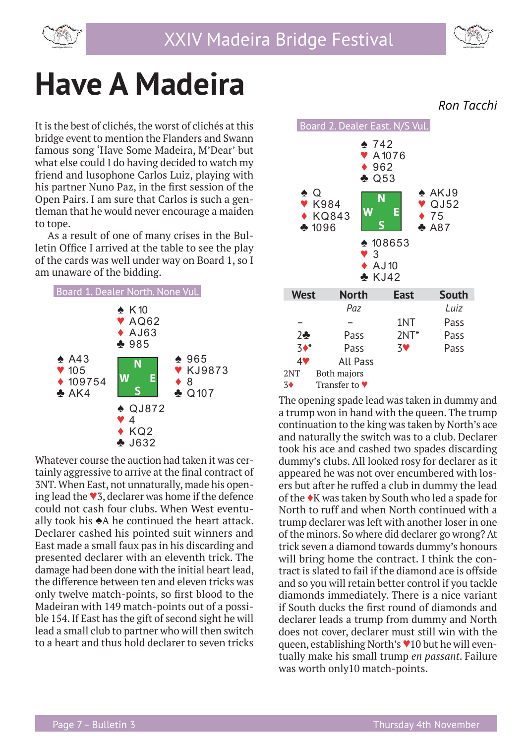# Have A Madeira

*Ron Tacchi*

It is the best of clichés, the worst of clichés at this bridge event to mention the Flanders and Swann famous song 'Have Some Madeira, M'Dear' but what else could I do having decided to watch my friend and lusophone Carlos Luiz, playing with his partner Nuno Paz, in the first session of the Open Pairs. I am sure that Carlos is such a gentleman that he would never encourage a maiden to tope.

As a result of one of many crises in the Bulletin Office I arrived at the table to see the play of the cards was well under way on Board 1, so I am unaware of the bidding.

**Board 1. Dealer North. None Vul.**

```
            ♠ K10
            ♥ AQ62
            ♦ AJ63
            ♣ 985
♠ A43                   ♠ 965
♥ 105                   ♥ KJ9873
♦ 109754                ♦ 8
♣ AK4                   ♣ Q107
            ♠ QJ872
            ♥ 4
            ♦ KQ2
            ♣ J632
```

Whatever course the auction had taken it was certainly aggressive to arrive at the final contract of 3NT. When East, not unnaturally, made his opening lead the ♥3, declarer was home if the defence could not cash four clubs. When West eventually took his ♠A he continued the heart attack. Declarer cashed his pointed suit winners and East made a small faux pas in his discarding and presented declarer with an eleventh trick. The damage had been done with the initial heart lead, the difference between ten and eleven tricks was only twelve match-points, so first blood to the Madeiran with 149 match-points out of a possible 154. If East has the gift of second sight he will lead a small club to partner who will then switch to a heart and thus hold declarer to seven tricks

**Board 2. Dealer East. N/S Vul.**

```
            ♠ 742
            ♥ A1076
            ♦ 962
            ♣ Q53
♠ Q                     ♠ AKJ9
♥ K984                  ♥ QJ52
♦ KQ843                 ♦ 75
♣ 1096                  ♣ A87
            ♠ 108653
            ♥ 3
            ♦ AJ10
            ♣ KJ42
```

| West | North | East | South |
|---|---|---|---|
| | *Paz* | | *Luiz* |
| – | – | 1NT | Pass |
| 2♣ | Pass | 2NT* | Pass |
| 3♦* | Pass | 3♥ | Pass |
| 4♥ | All Pass | | |

2NT Both majors
3♦ Transfer to ♥

The opening spade lead was taken in dummy and a trump won in hand with the queen. The trump continuation to the king was taken by North's ace and naturally the switch was to a club. Declarer took his ace and cashed two spades discarding dummy's clubs. All looked rosy for declarer as it appeared he was not over encumbered with losers but after he ruffed a club in dummy the lead of the ♦K was taken by South who led a spade for North to ruff and when North continued with a trump declarer was left with another loser in one of the minors. So where did declarer go wrong? At trick seven a diamond towards dummy's honours will bring home the contract. I think the contract is slated to fail if the diamond ace is offside and so you will retain better control if you tackle diamonds immediately. There is a nice variant if South ducks the first round of diamonds and declarer leads a trump from dummy and North does not cover, declarer must still win with the queen, establishing North's ♥10 but he will eventually make his small trump *en passant*. Failure was worth only10 match-points.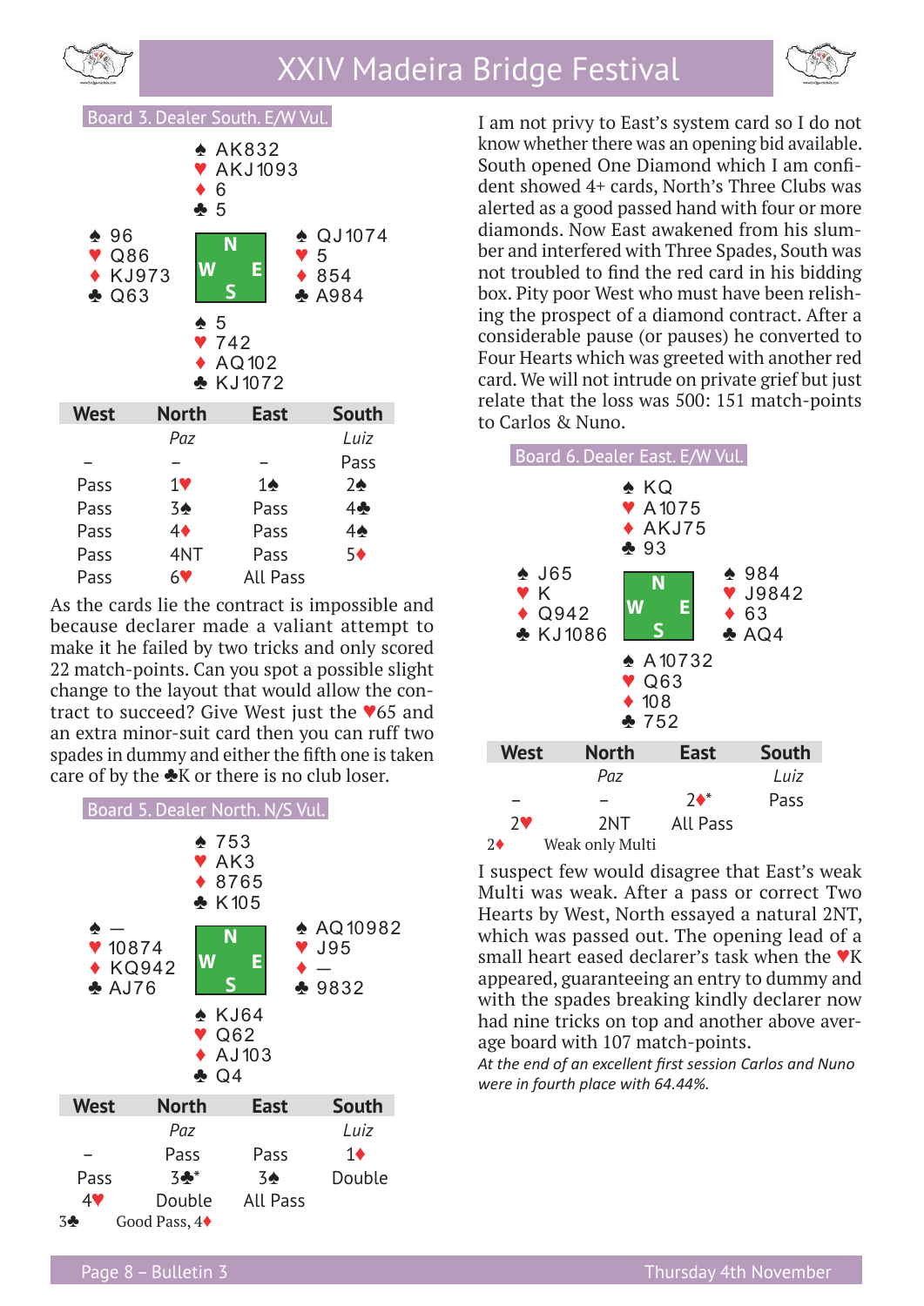**Board 3. Dealer South. E/W Vul.**

```
                ♠ AK832
                ♥ AKJ1093
                ♦ 6
                ♣ 5
♠ 96                          ♠ QJ1074
♥ Q86                         ♥ 5
♦ KJ973                       ♦ 854
♣ Q63                         ♣ A984
                ♠ 5
                ♥ 742
                ♦ AQ102
                ♣ KJ1072
```

| West | North | East | South |
|---|---|---|---|
| | *Paz* | | *Luiz* |
| – | – | – | Pass |
| Pass | 1♥ | 1♠ | 2♠ |
| Pass | 3♠ | Pass | 4♣ |
| Pass | 4♦ | Pass | 4♠ |
| Pass | 4NT | Pass | 5♦ |
| Pass | 6♥ | All Pass | |

As the cards lie the contract is impossible and because declarer made a valiant attempt to make it he failed by two tricks and only scored 22 match-points. Can you spot a possible slight change to the layout that would allow the contract to succeed? Give West just the ♥65 and an extra minor-suit card then you can ruff two spades in dummy and either the fifth one is taken care of by the ♣K or there is no club loser.

**Board 5. Dealer North. N/S Vul.**

```
                ♠ 753
                ♥ AK3
                ♦ 8765
                ♣ K105
♠ —                           ♠ AQ10982
♥ 10874                       ♥ J95
♦ KQ942                       ♦ —
♣ AJ76                        ♣ 9832
                ♠ KJ64
                ♥ Q62
                ♦ AJ103
                ♣ Q4
```

| West | North | East | South |
|---|---|---|---|
| | *Paz* | | *Luiz* |
| – | Pass | Pass | 1♦ |
| Pass | 3♣* | 3♠ | Double |
| 4♥ | Double | All Pass | |

3♣ Good Pass, 4♦

I am not privy to East's system card so I do not know whether there was an opening bid available. South opened One Diamond which I am confident showed 4+ cards, North's Three Clubs was alerted as a good passed hand with four or more diamonds. Now East awakened from his slumber and interfered with Three Spades, South was not troubled to find the red card in his bidding box. Pity poor West who must have been relishing the prospect of a diamond contract. After a considerable pause (or pauses) he converted to Four Hearts which was greeted with another red card. We will not intrude on private grief but just relate that the loss was 500: 151 match-points to Carlos & Nuno.

**Board 6. Dealer East. E/W Vul.**

```
                ♠ KQ
                ♥ A1075
                ♦ AKJ75
                ♣ 93
♠ J65                         ♠ 984
♥ K                           ♥ J9842
♦ Q942                        ♦ 63
♣ KJ1086                      ♣ AQ4
                ♠ A10732
                ♥ Q63
                ♦ 108
                ♣ 752
```

| West | North | East | South |
|---|---|---|---|
| | *Paz* | | *Luiz* |
| – | – | 2♦* | Pass |
| 2♥ | 2NT | All Pass | |

2♦ Weak only Multi

I suspect few would disagree that East's weak Multi was weak. After a pass or correct Two Hearts by West, North essayed a natural 2NT, which was passed out. The opening lead of a small heart eased declarer's task when the ♥K appeared, guaranteeing an entry to dummy and with the spades breaking kindly declarer now had nine tricks on top and another above average board with 107 match-points.

*At the end of an excellent first session Carlos and Nuno were in fourth place with 64.44%.*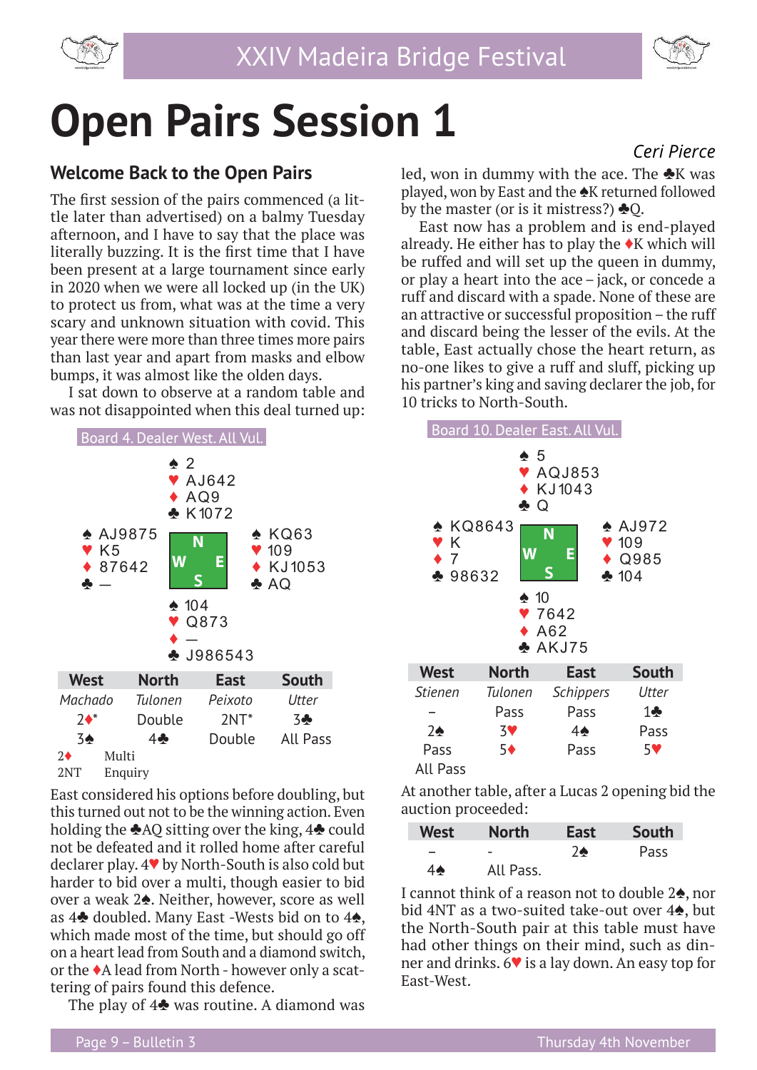# Open Pairs Session 1

*Ceri Pierce*

## Welcome Back to the Open Pairs

The first session of the pairs commenced (a little later than advertised) on a balmy Tuesday afternoon, and I have to say that the place was literally buzzing. It is the first time that I have been present at a large tournament since early in 2020 when we were all locked up (in the UK) to protect us from, what was at the time a very scary and unknown situation with covid. This year there were more than three times more pairs than last year and apart from masks and elbow bumps, it was almost like the olden days.

I sat down to observe at a random table and was not disappointed when this deal turned up:

**Board 4. Dealer West. All Vul.**

```
              ♠ 2
              ♥ AJ642
              ♦ AQ9
              ♣ K1072
♠ AJ9875                  ♠ KQ63
♥ K5                      ♥ 109
♦ 87642                   ♦ KJ1053
♣ —                       ♣ AQ
              ♠ 104
              ♥ Q873
              ♦ —
              ♣ J986543
```

| West | North | East | South |
|---|---|---|---|
| *Machado* | *Tulonen* | *Peixoto* | *Utter* |
| 2♦* | Double | 2NT* | 3♣ |
| 3♠ | 4♣ | Double | All Pass |

2♦ Multi
2NT Enquiry

East considered his options before doubling, but this turned out not to be the winning action. Even holding the ♣AQ sitting over the king, 4♣ could not be defeated and it rolled home after careful declarer play. 4♥ by North-South is also cold but harder to bid over a multi, though easier to bid over a weak 2♠. Neither, however, score as well as 4♣ doubled. Many East -Wests bid on to 4♠, which made most of the time, but should go off on a heart lead from South and a diamond switch, or the ♦A lead from North - however only a scattering of pairs found this defence.

The play of 4♣ was routine. A diamond was led, won in dummy with the ace. The ♣K was played, won by East and the ♠K returned followed by the master (or is it mistress?) ♣Q.

East now has a problem and is end-played already. He either has to play the ♦K which will be ruffed and will set up the queen in dummy, or play a heart into the ace – jack, or concede a ruff and discard with a spade. None of these are an attractive or successful proposition – the ruff and discard being the lesser of the evils. At the table, East actually chose the heart return, as no-one likes to give a ruff and sluff, picking up his partner's king and saving declarer the job, for 10 tricks to North-South.

**Board 10. Dealer East. All Vul.**

```
              ♠ 5
              ♥ AQJ853
              ♦ KJ1043
              ♣ Q
♠ KQ8643                  ♠ AJ972
♥ K                       ♥ 109
♦ 7                       ♦ Q985
♣ 98632                   ♣ 104
              ♠ 10
              ♥ 7642
              ♦ A62
              ♣ AKJ75
```

| West | North | East | South |
|---|---|---|---|
| *Stienen* | *Tulonen* | *Schippers* | *Utter* |
| – | Pass | Pass | 1♣ |
| 2♠ | 3♥ | 4♠ | Pass |
| Pass | 5♦ | Pass | 5♥ |
| All Pass | | | |

At another table, after a Lucas 2 opening bid the auction proceeded:

| West | North | East | South |
|---|---|---|---|
| – | - | 2♠ | Pass |
| 4♠ | All Pass. | | |

I cannot think of a reason not to double 2♠, nor bid 4NT as a two-suited take-out over 4♠, but the North-South pair at this table must have had other things on their mind, such as dinner and drinks. 6♥ is a lay down. An easy top for East-West.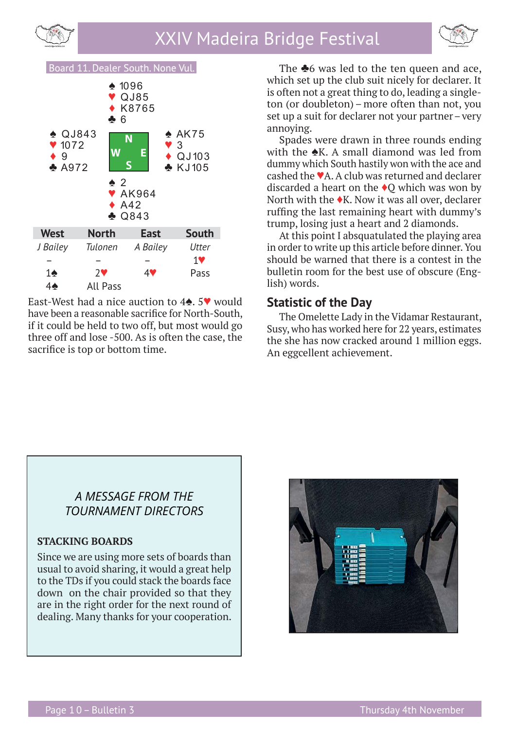Board 11. Dealer South. None Vul.

```
              ♠ 1096
              ♥ QJ85
              ♦ K8765
              ♣ 6
♠ QJ843                  ♠ AK75
♥ 1072          N        ♥ 3
♦ 9           W   E      ♦ QJ103
♣ A972          S        ♣ KJ105
              ♠ 2
              ♥ AK964
              ♦ A42
              ♣ Q843
```

| West | North | East | South |
|---|---|---|---|
| *J Bailey* | *Tulonen* | *A Bailey* | *Utter* |
| – | – | – | 1♥ |
| 1♠ | 2♥ | 4♥ | Pass |
| 4♠ | All Pass | | |

East-West had a nice auction to 4♠. 5♥ would have been a reasonable sacrifice for North-South, if it could be held to two off, but most would go three off and lose -500. As is often the case, the sacrifice is top or bottom time.

The ♣6 was led to the ten queen and ace, which set up the club suit nicely for declarer. It is often not a great thing to do, leading a singleton (or doubleton) – more often than not, you set up a suit for declarer not your partner – very annoying.

Spades were drawn in three rounds ending with the ♠K. A small diamond was led from dummy which South hastily won with the ace and cashed the ♥A. A club was returned and declarer discarded a heart on the ♦Q which was won by North with the ♦K. Now it was all over, declarer ruffing the last remaining heart with dummy's trump, losing just a heart and 2 diamonds.

At this point I absquatulated the playing area in order to write up this article before dinner. You should be warned that there is a contest in the bulletin room for the best use of obscure (English) words.

## Statistic of the Day

The Omelette Lady in the Vidamar Restaurant, Susy, who has worked here for 22 years, estimates the she has now cracked around 1 million eggs. An eggcellent achievement.

*A MESSAGE FROM THE TOURNAMENT DIRECTORS*

**STACKING BOARDS**

Since we are using more sets of boards than usual to avoid sharing, it would a great help to the TDs if you could stack the boards face down on the chair provided so that they are in the right order for the next round of dealing. Many thanks for your cooperation.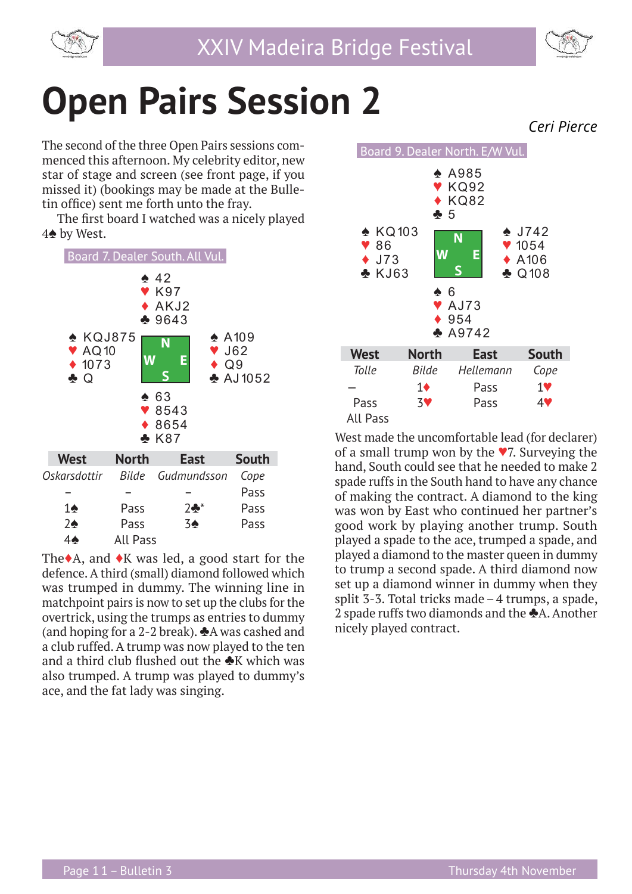# Open Pairs Session 2

*Ceri Pierce*

The second of the three Open Pairs sessions commenced this afternoon. My celebrity editor, new star of stage and screen (see front page, if you missed it) (bookings may be made at the Bulletin office) sent me forth unto the fray.

The first board I watched was a nicely played 4♠ by West.

**Board 7. Dealer South. All Vul.**

```
              ♠ 42
              ♥ K97
              ♦ AKJ2
              ♣ 9643
♠ KQJ875                  ♠ A109
♥ AQ10                    ♥ J62
♦ 1073                    ♦ Q9
♣ Q                       ♣ AJ1052
              ♠ 63
              ♥ 8543
              ♦ 8654
              ♣ K87
```

| West | North | East | South |
|---|---|---|---|
| *Oskarsdottir* | *Bilde* | *Gudmundsson* | *Cope* |
| – | – | – | Pass |
| 1♠ | Pass | 2♣* | Pass |
| 2♠ | Pass | 3♠ | Pass |
| 4♠ | All Pass | | |

The ♦A, and ♦K was led, a good start for the defence. A third (small) diamond followed which was trumped in dummy. The winning line in matchpoint pairs is now to set up the clubs for the overtrick, using the trumps as entries to dummy (and hoping for a 2-2 break). ♣A was cashed and a club ruffed. A trump was now played to the ten and a third club flushed out the ♣K which was also trumped. A trump was played to dummy's ace, and the fat lady was singing.

**Board 9. Dealer North. E/W Vul.**

```
              ♠ A985
              ♥ KQ92
              ♦ KQ82
              ♣ 5
♠ KQ103                   ♠ J742
♥ 86                      ♥ 1054
♦ J73                     ♦ A106
♣ KJ63                    ♣ Q108
              ♠ 6
              ♥ AJ73
              ♦ 954
              ♣ A9742
```

| West | North | East | South |
|---|---|---|---|
| *Tolle* | *Bilde* | *Hellemann* | *Cope* |
| – | 1♦ | Pass | 1♥ |
| Pass | 3♥ | Pass | 4♥ |
| All Pass | | | |

West made the uncomfortable lead (for declarer) of a small trump won by the ♥7. Surveying the hand, South could see that he needed to make 2 spade ruffs in the South hand to have any chance of making the contract. A diamond to the king was won by East who continued her partner's good work by playing another trump. South played a spade to the ace, trumped a spade, and played a diamond to the master queen in dummy to trump a second spade. A third diamond now set up a diamond winner in dummy when they split 3-3. Total tricks made – 4 trumps, a spade, 2 spade ruffs two diamonds and the ♣A. Another nicely played contract.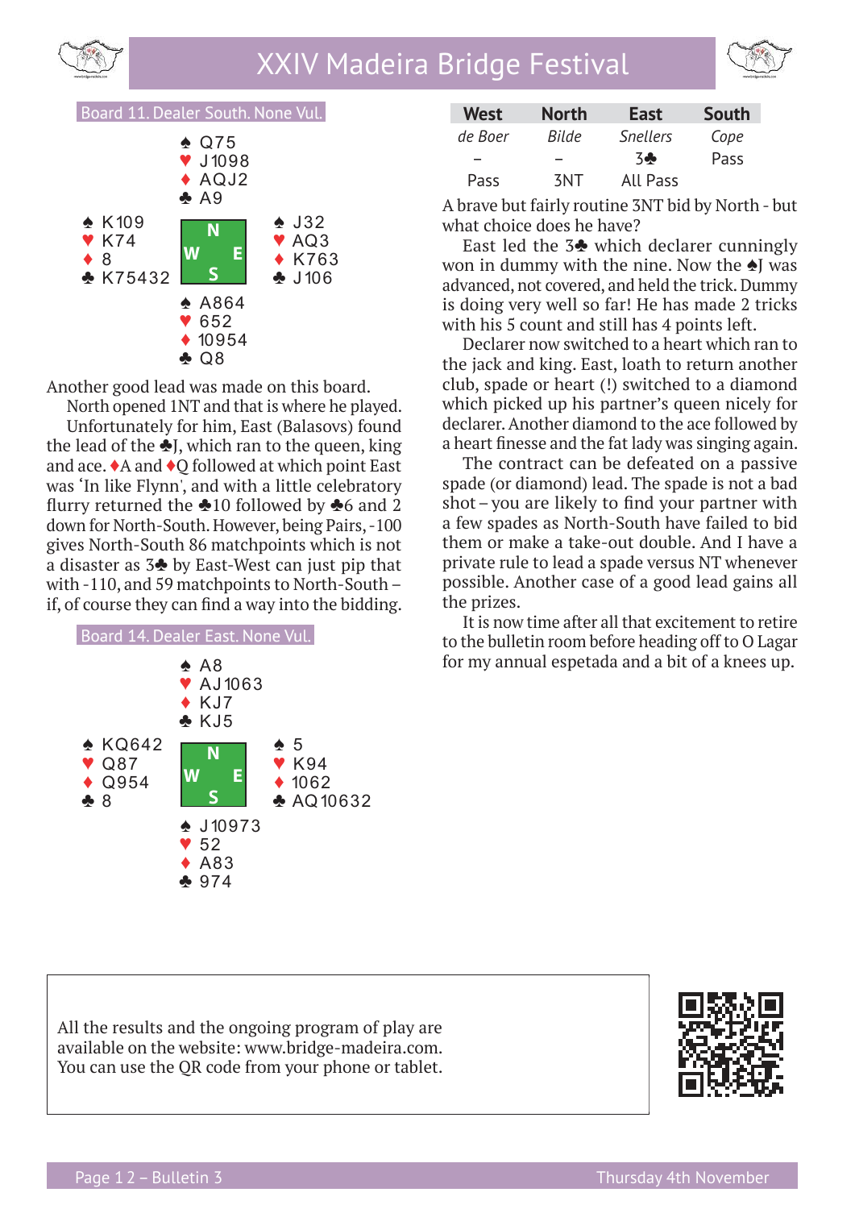### Board 11. Dealer South. None Vul.

```
            ♠ Q75
            ♥ J1098
            ♦ AQJ2
            ♣ A9
♠ K109                  ♠ J32
♥ K74                   ♥ AQ3
♦ 8                     ♦ K763
♣ K75432                ♣ J106
            ♠ A864
            ♥ 652
            ♦ 10954
            ♣ Q8
```

Another good lead was made on this board.

North opened 1NT and that is where he played.

Unfortunately for him, East (Balasovs) found the lead of the ♣J, which ran to the queen, king and ace. ♦A and ♦Q followed at which point East was 'In like Flynn', and with a little celebratory flurry returned the ♣10 followed by ♣6 and 2 down for North-South. However, being Pairs, -100 gives North-South 86 matchpoints which is not a disaster as 3♣ by East-West can just pip that with -110, and 59 matchpoints to North-South – if, of course they can find a way into the bidding.

### Board 14. Dealer East. None Vul.

```
            ♠ A8
            ♥ AJ1063
            ♦ KJ7
            ♣ KJ5
♠ KQ642                 ♠ 5
♥ Q87                   ♥ K94
♦ Q954                  ♦ 1062
♣ 8                     ♣ AQ10632
            ♠ J10973
            ♥ 52
            ♦ A83
            ♣ 974
```

| West | North | East | South |
|---|---|---|---|
| *de Boer* | *Bilde* | *Snellers* | *Cope* |
| – | – | 3♣ | Pass |
| Pass | 3NT | All Pass | |

A brave but fairly routine 3NT bid by North - but what choice does he have?

East led the 3♣ which declarer cunningly won in dummy with the nine. Now the ♠J was advanced, not covered, and held the trick. Dummy is doing very well so far! He has made 2 tricks with his 5 count and still has 4 points left.

Declarer now switched to a heart which ran to the jack and king. East, loath to return another club, spade or heart (!) switched to a diamond which picked up his partner's queen nicely for declarer. Another diamond to the ace followed by a heart finesse and the fat lady was singing again.

The contract can be defeated on a passive spade (or diamond) lead. The spade is not a bad shot – you are likely to find your partner with a few spades as North-South have failed to bid them or make a take-out double. And I have a private rule to lead a spade versus NT whenever possible. Another case of a good lead gains all the prizes.

It is now time after all that excitement to retire to the bulletin room before heading off to O Lagar for my annual espetada and a bit of a knees up.

All the results and the ongoing program of play are available on the website: www.bridge-madeira.com. You can use the QR code from your phone or tablet.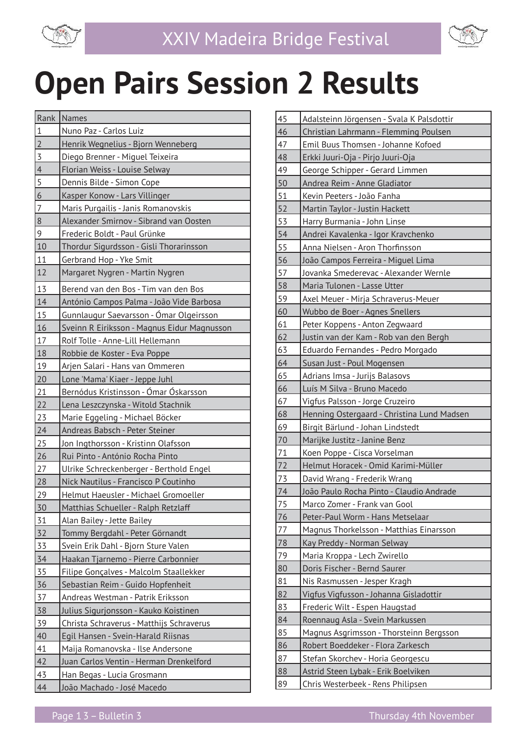# Open Pairs Session 2 Results

| Rank | Names |
|---|---|
| 1 | Nuno Paz - Carlos Luiz |
| 2 | Henrik Wegnelius - Bjorn Wenneberg |
| 3 | Diego Brenner - Miguel Teixeira |
| 4 | Florian Weiss - Louise Selway |
| 5 | Dennis Bilde - Simon Cope |
| 6 | Kasper Konow - Lars Villinger |
| 7 | Maris Purgailis - Janis Romanovskis |
| 8 | Alexander Smirnov - Sibrand van Oosten |
| 9 | Frederic Boldt - Paul Grünke |
| 10 | Thordur Sigurdsson - Gisli Thorarinsson |
| 11 | Gerbrand Hop - Yke Smit |
| 12 | Margaret Nygren - Martin Nygren |
| 13 | Berend van den Bos - Tim van den Bos |
| 14 | António Campos Palma - João Vide Barbosa |
| 15 | Gunnlaugur Saevarsson - Ómar Olgeirsson |
| 16 | Sveinn R Eiriksson - Magnus Eidur Magnusson |
| 17 | Rolf Tolle - Anne-Lill Hellemann |
| 18 | Robbie de Koster - Eva Poppe |
| 19 | Arjen Salari - Hans van Ommeren |
| 20 | Lone 'Mama' Kiaer - Jeppe Juhl |
| 21 | Bernódus Kristinsson - Ómar Óskarsson |
| 22 | Lena Leszczynska - Witold Stachnik |
| 23 | Marie Eggeling - Michael Böcker |
| 24 | Andreas Babsch - Peter Steiner |
| 25 | Jon Ingthorsson - Kristinn Olafsson |
| 26 | Rui Pinto - António Rocha Pinto |
| 27 | Ulrike Schreckenberger - Berthold Engel |
| 28 | Nick Nautilus - Francisco P Coutinho |
| 29 | Helmut Haeusler - Michael Gromoeller |
| 30 | Matthias Schueller - Ralph Retzlaff |
| 31 | Alan Bailey - Jette Bailey |
| 32 | Tommy Bergdahl - Peter Görnandt |
| 33 | Svein Erik Dahl - Bjorn Sture Valen |
| 34 | Haakan Tjarnemo - Pierre Carbonnier |
| 35 | Filipe Gonçalves - Malcolm Staallekker |
| 36 | Sebastian Reim - Guido Hopfenheit |
| 37 | Andreas Westman - Patrik Eriksson |
| 38 | Julius Sigurjonsson - Kauko Koistinen |
| 39 | Christa Schraverus - Matthijs Schraverus |
| 40 | Egil Hansen - Svein-Harald Riisnas |
| 41 | Maija Romanovska - Ilse Andersone |
| 42 | Juan Carlos Ventin - Herman Drenkelford |
| 43 | Han Begas - Lucia Grosmann |
| 44 | João Machado - José Macedo |
| 45 | Adalsteinn Jörgensen - Svala K Palsdottir |
| 46 | Christian Lahrmann - Flemming Poulsen |
| 47 | Emil Buus Thomsen - Johanne Kofoed |
| 48 | Erkki Juuri-Oja - Pirjo Juuri-Oja |
| 49 | George Schipper - Gerard Limmen |
| 50 | Andrea Reim - Anne Gladiator |
| 51 | Kevin Peeters - João Fanha |
| 52 | Martin Taylor - Justin Hackett |
| 53 | Harry Burmania - John Linse |
| 54 | Andrei Kavalenka - Igor Kravchenko |
| 55 | Anna Nielsen - Aron Thorfinsson |
| 56 | João Campos Ferreira - Miguel Lima |
| 57 | Jovanka Smederevac - Alexander Wernle |
| 58 | Maria Tulonen - Lasse Utter |
| 59 | Axel Meuer - Mirja Schraverus-Meuer |
| 60 | Wubbo de Boer - Agnes Snellers |
| 61 | Peter Koppens - Anton Zegwaard |
| 62 | Justin van der Kam - Rob van den Bergh |
| 63 | Eduardo Fernandes - Pedro Morgado |
| 64 | Susan Just - Poul Mogensen |
| 65 | Adrians Imsa - Jurijs Balasovs |
| 66 | Luís M Silva - Bruno Macedo |
| 67 | Vigfus Palsson - Jorge Cruzeiro |
| 68 | Henning Ostergaard - Christina Lund Madsen |
| 69 | Birgit Bärlund - Johan Lindstedt |
| 70 | Marijke Justitz - Janine Benz |
| 71 | Koen Poppe - Cisca Vorselman |
| 72 | Helmut Horacek - Omid Karimi-Müller |
| 73 | David Wrang - Frederik Wrang |
| 74 | João Paulo Rocha Pinto - Claudio Andrade |
| 75 | Marco Zomer - Frank van Gool |
| 76 | Peter-Paul Worm - Hans Metselaar |
| 77 | Magnus Thorkelsson - Matthias Einarsson |
| 78 | Kay Preddy - Norman Selway |
| 79 | Maria Kroppa - Lech Zwirello |
| 80 | Doris Fischer - Bernd Saurer |
| 81 | Nis Rasmussen - Jesper Kragh |
| 82 | Vigfus Vigfusson - Johanna Gisladottir |
| 83 | Frederic Wilt - Espen Haugstad |
| 84 | Roennaug Asla - Svein Markussen |
| 85 | Magnus Asgrimsson - Thorsteinn Bergsson |
| 86 | Robert Boeddeker - Flora Zarkesch |
| 87 | Stefan Skorchev - Horia Georgescu |
| 88 | Astrid Steen Lybak - Erik Boelviken |
| 89 | Chris Westerbeek - Rens Philipsen |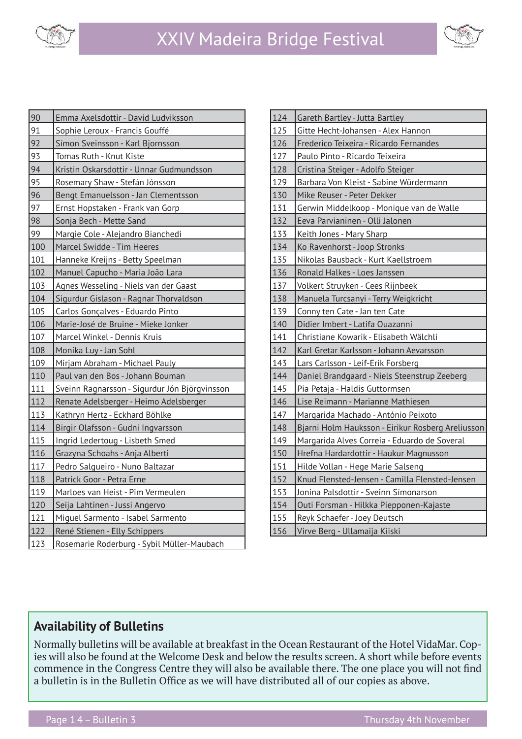| 90 | Emma Axelsdottir - David Ludviksson |
|---|---|
| 91 | Sophie Leroux - Francis Gouffé |
| 92 | Símon Sveinsson - Karl Bjornsson |
| 93 | Tomas Ruth - Knut Kiste |
| 94 | Kristin Oskarsdottir - Unnar Gudmundsson |
| 95 | Rosemary Shaw - Stefán Jónsson |
| 96 | Bengt Emanuelsson - Jan Clementsson |
| 97 | Ernst Hopstaken - Frank van Gorp |
| 98 | Sonja Bech - Mette Sand |
| 99 | Margie Cole - Alejandro Bianchedi |
| 100 | Marcel Swidde - Tim Heeres |
| 101 | Hanneke Kreijns - Betty Speelman |
| 102 | Manuel Capucho - Maria João Lara |
| 103 | Agnes Wesseling - Niels van der Gaast |
| 104 | Sigurdur Gislason - Ragnar Thorvaldson |
| 105 | Carlos Gonçalves - Eduardo Pinto |
| 106 | Marie-José de Bruine - Mieke Jonker |
| 107 | Marcel Winkel - Dennis Kruis |
| 108 | Monika Luy - Jan Sohl |
| 109 | Mirjam Abraham - Michael Pauly |
| 110 | Paul van den Bos - Johann Bouman |
| 111 | Sveinn Ragnarsson - Sigurdur Jón Björgvinsson |
| 112 | Renate Adelsberger - Heimo Adelsberger |
| 113 | Kathryn Hertz - Eckhard Böhlke |
| 114 | Birgir Olafsson - Gudni Ingvarsson |
| 115 | Ingrid Ledertoug - Lisbeth Smed |
| 116 | Grazyna Schoahs - Anja Alberti |
| 117 | Pedro Salgueiro - Nuno Baltazar |
| 118 | Patrick Goor - Petra Erne |
| 119 | Marloes van Heist - Pim Vermeulen |
| 120 | Seija Lahtinen - Jussi Angervo |
| 121 | Miguel Sarmento - Isabel Sarmento |
| 122 | René Stienen - Elly Schippers |
| 123 | Rosemarie Roderburg - Sybil Müller-Maubach |
| 124 | Gareth Bartley - Jutta Bartley |
| 125 | Gitte Hecht-Johansen - Alex Hannon |
| 126 | Frederico Teixeira - Ricardo Fernandes |
| 127 | Paulo Pinto - Ricardo Teixeira |
| 128 | Cristina Steiger - Adolfo Steiger |
| 129 | Barbara Von Kleist - Sabine Würdermann |
| 130 | Mike Reuser - Peter Dekker |
| 131 | Gerwin Middelkoop - Monique van de Walle |
| 132 | Eeva Parvianinen - Olli Jalonen |
| 133 | Keith Jones - Mary Sharp |
| 134 | Ko Ravenhorst - Joop Stronks |
| 135 | Nikolas Bausback - Kurt Kaellstroem |
| 136 | Ronald Halkes - Loes Janssen |
| 137 | Volkert Struyken - Cees Rijnbeek |
| 138 | Manuela Turcsanyi - Terry Weigkricht |
| 139 | Conny ten Cate - Jan ten Cate |
| 140 | Didier Imbert - Latifa Ouazanni |
| 141 | Christiane Kowarik - Elisabeth Wälchli |
| 142 | Karl Gretar Karlsson - Johann Aevarsson |
| 143 | Lars Carlsson - Leif-Erik Forsberg |
| 144 | Daniel Brandgaard - Niels Steenstrup Zeeberg |
| 145 | Pia Petaja - Haldis Guttormsen |
| 146 | Lise Reimann - Marianne Mathiesen |
| 147 | Margarida Machado - António Peixoto |
| 148 | Bjarni Holm Hauksson - Eirikur Rosberg Areliusson |
| 149 | Margarida Alves Correia - Eduardo de Soveral |
| 150 | Hrefna Hardardottir - Haukur Magnusson |
| 151 | Hilde Vollan - Hege Marie Salseng |
| 152 | Knud Flensted-Jensen - Camilla Flensted-Jensen |
| 153 | Jonina Palsdottir - Sveinn Símonarson |
| 154 | Outi Forsman - Hilkka Piepponen-Kajaste |
| 155 | Reyk Schaefer - Joey Deutsch |
| 156 | Virve Berg - Ullamaija Kiiski |

## Availability of Bulletins

Normally bulletins will be available at breakfast in the Ocean Restaurant of the Hotel VidaMar. Copies will also be found at the Welcome Desk and below the results screen. A short while before events commence in the Congress Centre they will also be available there. The one place you will not find a bulletin is in the Bulletin Office as we will have distributed all of our copies as above.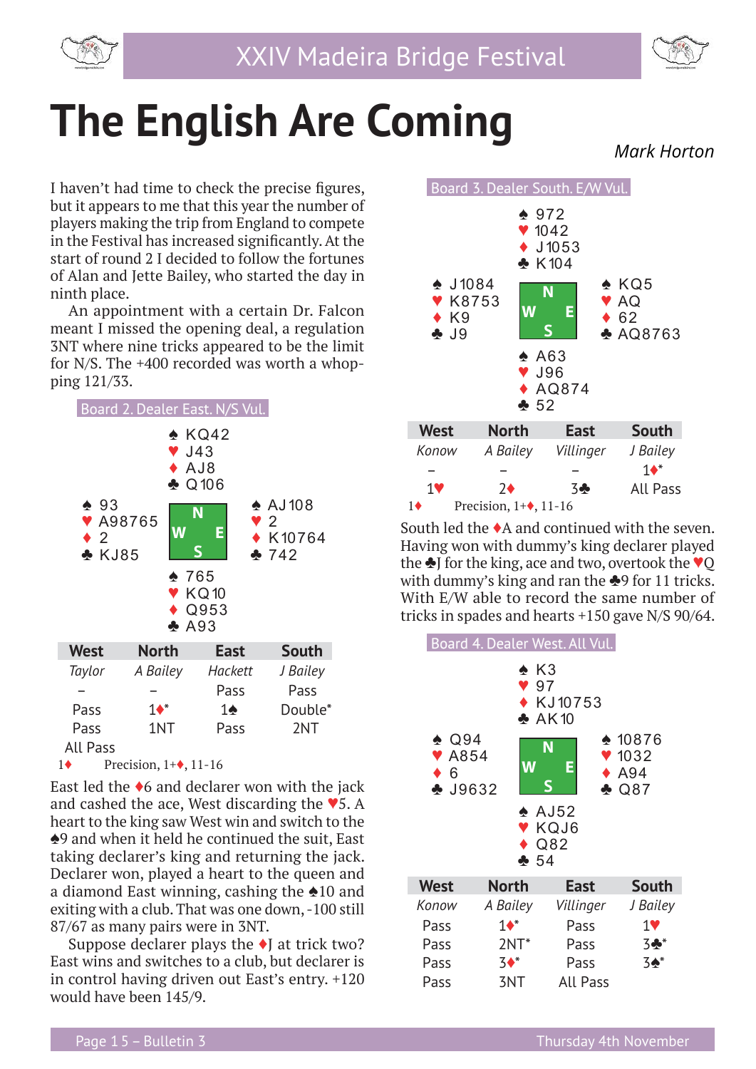# The English Are Coming

*Mark Horton*

I haven't had time to check the precise figures, but it appears to me that this year the number of players making the trip from England to compete in the Festival has increased significantly. At the start of round 2 I decided to follow the fortunes of Alan and Jette Bailey, who started the day in ninth place.

An appointment with a certain Dr. Falcon meant I missed the opening deal, a regulation 3NT where nine tricks appeared to be the limit for N/S. The +400 recorded was worth a whopping 121/33.

**Board 2. Dealer East. N/S Vul.**

```
            ♠ KQ42
            ♥ J43
            ♦ AJ8
            ♣ Q106
♠ 93                    ♠ AJ108
♥ A98765                ♥ 2
♦ 2                     ♦ K10764
♣ KJ85                  ♣ 742
            ♠ 765
            ♥ KQ10
            ♦ Q953
            ♣ A93
```

| West | North | East | South |
|---|---|---|---|
| *Taylor* | *A Bailey* | *Hackett* | *J Bailey* |
| – | – | Pass | Pass |
| Pass | 1♦* | 1♠ | Double* |
| Pass | 1NT | Pass | 2NT |
| All Pass | | | |

1♦ Precision, 1+♦, 11-16

East led the ♦6 and declarer won with the jack and cashed the ace, West discarding the ♥5. A heart to the king saw West win and switch to the ♠9 and when it held he continued the suit, East taking declarer's king and returning the jack. Declarer won, played a heart to the queen and a diamond East winning, cashing the ♠10 and exiting with a club. That was one down, -100 still 87/67 as many pairs were in 3NT.

Suppose declarer plays the ♦J at trick two? East wins and switches to a club, but declarer is in control having driven out East's entry. +120 would have been 145/9.

**Board 3. Dealer South. E/W Vul.**

```
            ♠ 972
            ♥ 1042
            ♦ J1053
            ♣ K104
♠ J1084                 ♠ KQ5
♥ K8753                 ♥ AQ
♦ K9                    ♦ 62
♣ J9                    ♣ AQ8763
            ♠ A63
            ♥ J96
            ♦ AQ874
            ♣ 52
```

| West | North | East | South |
|---|---|---|---|
| *Konow* | *A Bailey* | *Villinger* | *J Bailey* |
| – | – | – | 1♦* |
| 1♥ | 2♦ | 3♣ | All Pass |

1♦ Precision, 1+♦, 11-16

South led the ♦A and continued with the seven. Having won with dummy's king declarer played the ♣J for the king, ace and two, overtook the ♥Q with dummy's king and ran the ♣9 for 11 tricks. With E/W able to record the same number of tricks in spades and hearts +150 gave N/S 90/64.

**Board 4. Dealer West. All Vul.**

```
            ♠ K3
            ♥ 97
            ♦ KJ10753
            ♣ AK10
♠ Q94                   ♠ 10876
♥ A854                  ♥ 1032
♦ 6                     ♦ A94
♣ J9632                 ♣ Q87
            ♠ AJ52
            ♥ KQJ6
            ♦ Q82
            ♣ 54
```

| West | North | East | South |
|---|---|---|---|
| *Konow* | *A Bailey* | *Villinger* | *J Bailey* |
| Pass | 1♦* | Pass | 1♥ |
| Pass | 2NT* | Pass | 3♣* |
| Pass | 3♦* | Pass | 3♠* |
| Pass | 3NT | All Pass | |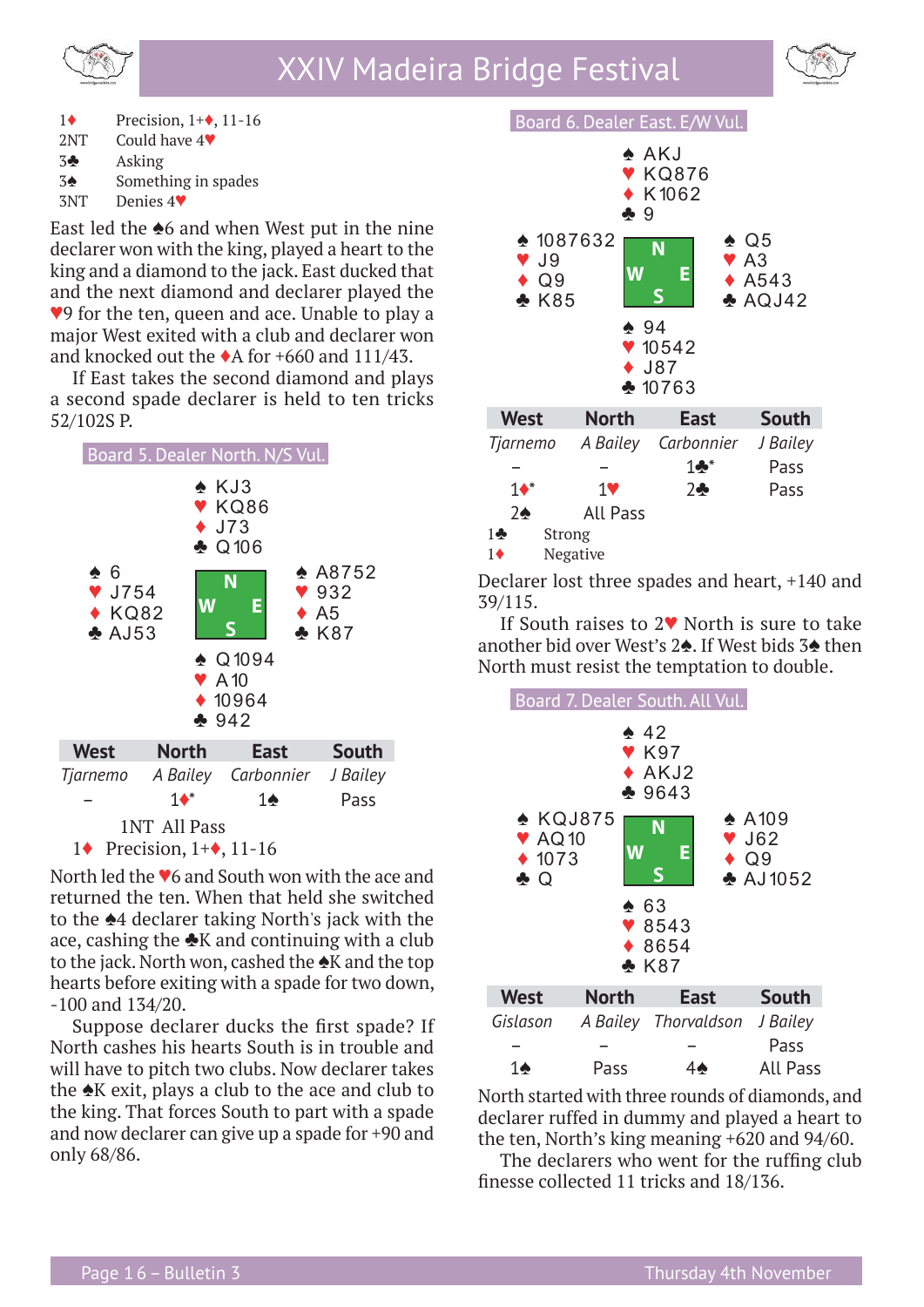| | |
|---|---|
| 1♦ | Precision, 1+♦, 11-16 |
| 2NT | Could have 4♥ |
| 3♣ | Asking |
| 3♠ | Something in spades |
| 3NT | Denies 4♥ |

East led the ♠6 and when West put in the nine declarer won with the king, played a heart to the king and a diamond to the jack. East ducked that and the next diamond and declarer played the ♥9 for the ten, queen and ace. Unable to play a major West exited with a club and declarer won and knocked out the ♦A for +660 and 111/43.

If East takes the second diamond and plays a second spade declarer is held to ten tricks 52/102S P.

### Board 5. Dealer North. N/S Vul.

North: ♠ KJ3 ♥ KQ86 ♦ J73 ♣ Q106

West: ♠ 6 ♥ J754 ♦ KQ82 ♣ AJ53

East: ♠ A8752 ♥ 932 ♦ A5 ♣ K87

South: ♠ Q1094 ♥ A10 ♦ 10964 ♣ 942

| West | North | East | South |
|---|---|---|---|
| *Tjarnemo* | *A Bailey* | *Carbonnier* | *J Bailey* |
| – | 1♦* | 1♠ | Pass |
| 1NT | All Pass | | |

1♦ Precision, 1+♦, 11-16

North led the ♥6 and South won with the ace and returned the ten. When that held she switched to the ♠4 declarer taking North's jack with the ace, cashing the ♣K and continuing with a club to the jack. North won, cashed the ♠K and the top hearts before exiting with a spade for two down, -100 and 134/20.

Suppose declarer ducks the first spade? If North cashes his hearts South is in trouble and will have to pitch two clubs. Now declarer takes the ♠K exit, plays a club to the ace and club to the king. That forces South to part with a spade and now declarer can give up a spade for +90 and only 68/86.

### Board 6. Dealer East. E/W Vul.

North: ♠ AKJ ♥ KQ876 ♦ K1062 ♣ 9

West: ♠ 1087632 ♥ J9 ♦ Q9 ♣ K85

East: ♠ Q5 ♥ A3 ♦ A543 ♣ AQJ42

South: ♠ 94 ♥ 10542 ♦ J87 ♣ 10763

| West | North | East | South |
|---|---|---|---|
| *Tjarnemo* | *A Bailey* | *Carbonnier* | *J Bailey* |
| – | – | 1♣* | Pass |
| 1♦* | 1♥ | 2♣ | Pass |
| 2♠ | All Pass | | |

1♣ Strong
1♦ Negative

Declarer lost three spades and heart, +140 and 39/115.

If South raises to 2♥ North is sure to take another bid over West's 2♠. If West bids 3♠ then North must resist the temptation to double.

### Board 7. Dealer South. All Vul.

North: ♠ 42 ♥ K97 ♦ AKJ2 ♣ 9643

West: ♠ KQJ875 ♥ AQ10 ♦ 1073 ♣ Q

East: ♠ A109 ♥ J62 ♦ Q9 ♣ AJ1052

South: ♠ 63 ♥ 8543 ♦ 8654 ♣ K87

| West | North | East | South |
|---|---|---|---|
| *Gislason* | *A Bailey* | *Thorvaldson* | *J Bailey* |
| – | – | – | Pass |
| 1♠ | Pass | 4♠ | All Pass |

North started with three rounds of diamonds, and declarer ruffed in dummy and played a heart to the ten, North's king meaning +620 and 94/60.

The declarers who went for the ruffing club finesse collected 11 tricks and 18/136.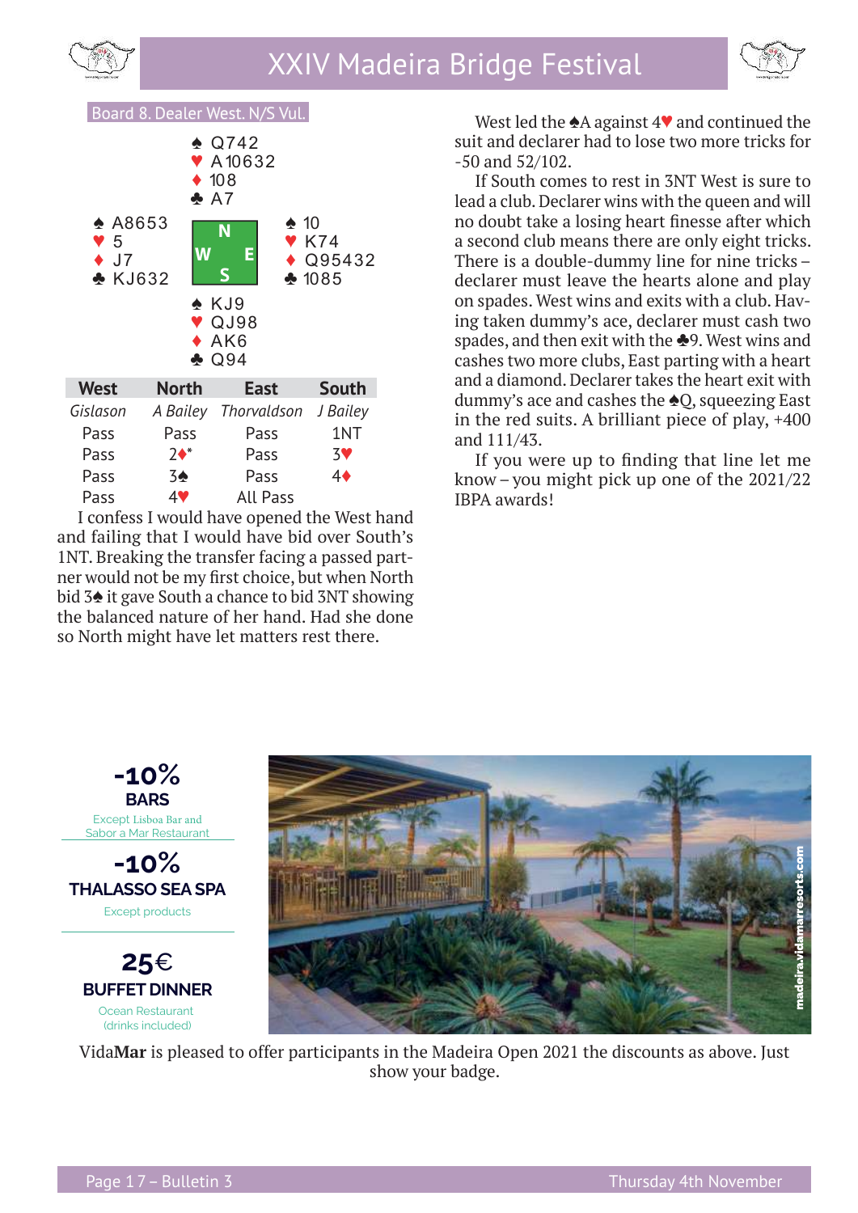Board 8. Dealer West. N/S Vul.

```
              ♠ Q742
              ♥ A10632
              ♦ 108
              ♣ A7
♠ A8653                   ♠ 10
♥ 5                       ♥ K74
♦ J7                      ♦ Q95432
♣ KJ632                   ♣ 1085
              ♠ KJ9
              ♥ QJ98
              ♦ AK6
              ♣ Q94
```

| West | North | East | South |
|---|---|---|---|
| *Gislason* | *A Bailey* | *Thorvaldson* | *J Bailey* |
| Pass | Pass | Pass | 1NT |
| Pass | 2♦* | Pass | 3♥ |
| Pass | 3♠ | Pass | 4♦ |
| Pass | 4♥ | All Pass | |

I confess I would have opened the West hand and failing that I would have bid over South's 1NT. Breaking the transfer facing a passed partner would not be my first choice, but when North bid 3♠ it gave South a chance to bid 3NT showing the balanced nature of her hand. Had she done so North might have let matters rest there.

West led the ♠A against 4♥ and continued the suit and declarer had to lose two more tricks for -50 and 52/102.

If South comes to rest in 3NT West is sure to lead a club. Declarer wins with the queen and will no doubt take a losing heart finesse after which a second club means there are only eight tricks. There is a double-dummy line for nine tricks – declarer must leave the hearts alone and play on spades. West wins and exits with a club. Having taken dummy's ace, declarer must cash two spades, and then exit with the ♣9. West wins and cashes two more clubs, East parting with a heart and a diamond. Declarer takes the heart exit with dummy's ace and cashes the ♠Q, squeezing East in the red suits. A brilliant piece of play, +400 and 111/43.

If you were up to finding that line let me know – you might pick up one of the 2021/22 IBPA awards!

**-10%**
**BARS**
Except Lisboa Bar and Sabor a Mar Restaurant

**-10%**
**THALASSO SEA SPA**
Except products

**25€**
**BUFFET DINNER**
Ocean Restaurant (drinks included)

madeira.vidamarresorts.com

Vida**Mar** is pleased to offer participants in the Madeira Open 2021 the discounts as above. Just show your badge.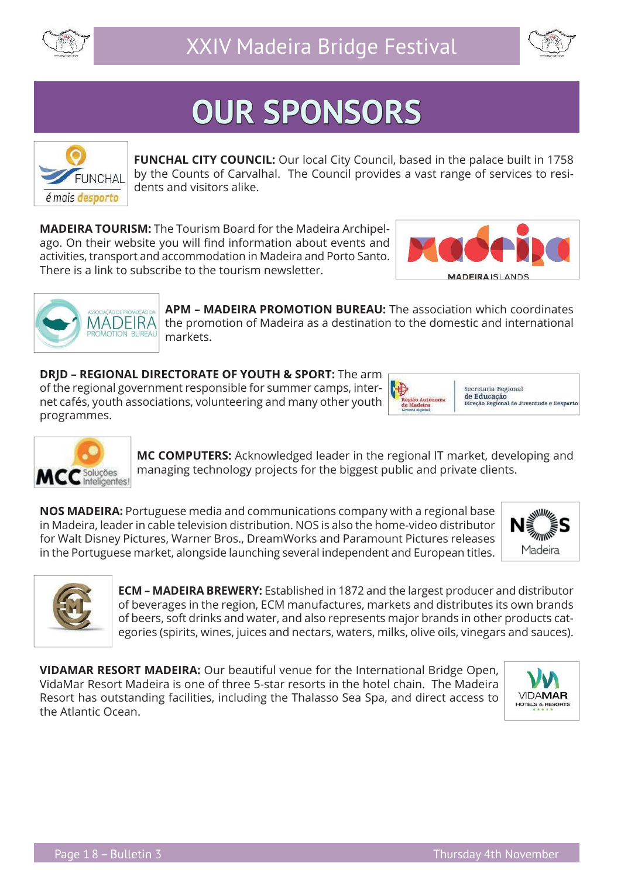# OUR SPONSORS

**FUNCHAL CITY COUNCIL:** Our local City Council, based in the palace built in 1758 by the Counts of Carvalhal. The Council provides a vast range of services to residents and visitors alike.

**MADEIRA TOURISM:** The Tourism Board for the Madeira Archipelago. On their website you will find information about events and activities, transport and accommodation in Madeira and Porto Santo. There is a link to subscribe to the tourism newsletter.

**APM – MADEIRA PROMOTION BUREAU:** The association which coordinates the promotion of Madeira as a destination to the domestic and international markets.

**DRJD – REGIONAL DIRECTORATE OF YOUTH & SPORT:** The arm of the regional government responsible for summer camps, internet cafés, youth associations, volunteering and many other youth programmes.

**MC COMPUTERS:** Acknowledged leader in the regional IT market, developing and managing technology projects for the biggest public and private clients.

**NOS MADEIRA:** Portuguese media and communications company with a regional base in Madeira, leader in cable television distribution. NOS is also the home-video distributor for Walt Disney Pictures, Warner Bros., DreamWorks and Paramount Pictures releases in the Portuguese market, alongside launching several independent and European titles.

**ECM – MADEIRA BREWERY:** Established in 1872 and the largest producer and distributor of beverages in the region, ECM manufactures, markets and distributes its own brands of beers, soft drinks and water, and also represents major brands in other products categories (spirits, wines, juices and nectars, waters, milks, olive oils, vinegars and sauces).

**VIDAMAR RESORT MADEIRA:** Our beautiful venue for the International Bridge Open, VidaMar Resort Madeira is one of three 5-star resorts in the hotel chain. The Madeira Resort has outstanding facilities, including the Thalasso Sea Spa, and direct access to the Atlantic Ocean.